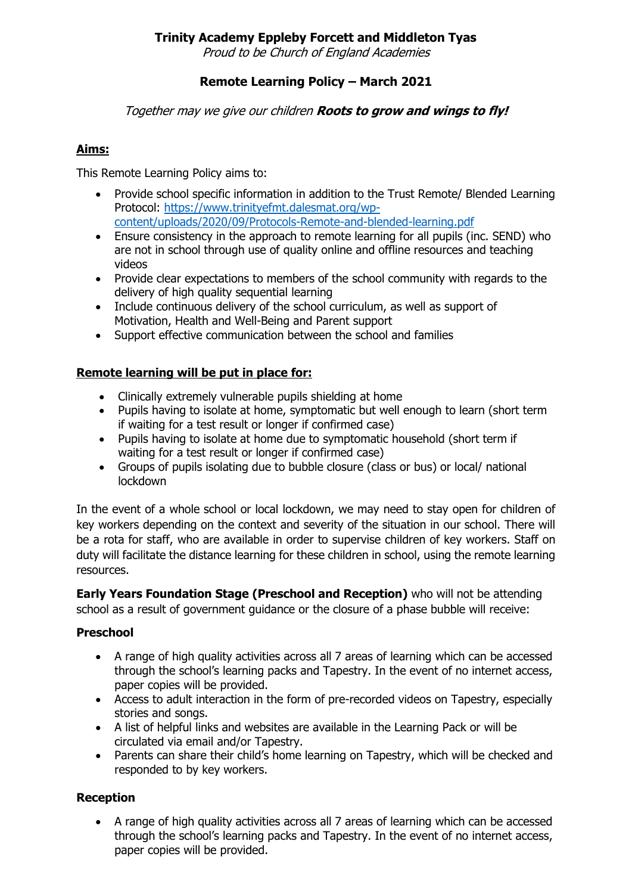**Trinity Academy Eppleby Forcett and Middleton Tyas**

*Proud to be Church of England Academies*

# Remote Learning Policy – March 2021

*Together may we give our children* ***Roots to grow and wings to fly!***

## Aims:

This Remote Learning Policy aims to:

- Provide school specific information in addition to the Trust Remote/ Blended Learning Protocol: https://www.trinityefmt.dalesmat.org/wp-content/uploads/2020/09/Protocols-Remote-and-blended-learning.pdf
- Ensure consistency in the approach to remote learning for all pupils (inc. SEND) who are not in school through use of quality online and offline resources and teaching videos
- Provide clear expectations to members of the school community with regards to the delivery of high quality sequential learning
- Include continuous delivery of the school curriculum, as well as support of Motivation, Health and Well-Being and Parent support
- Support effective communication between the school and families

## Remote learning will be put in place for:

- Clinically extremely vulnerable pupils shielding at home
- Pupils having to isolate at home, symptomatic but well enough to learn (short term if waiting for a test result or longer if confirmed case)
- Pupils having to isolate at home due to symptomatic household (short term if waiting for a test result or longer if confirmed case)
- Groups of pupils isolating due to bubble closure (class or bus) or local/ national lockdown

In the event of a whole school or local lockdown, we may need to stay open for children of key workers depending on the context and severity of the situation in our school. There will be a rota for staff, who are available in order to supervise children of key workers. Staff on duty will facilitate the distance learning for these children in school, using the remote learning resources.

**Early Years Foundation Stage (Preschool and Reception)** who will not be attending school as a result of government guidance or the closure of a phase bubble will receive:

### Preschool

- A range of high quality activities across all 7 areas of learning which can be accessed through the school's learning packs and Tapestry. In the event of no internet access, paper copies will be provided.
- Access to adult interaction in the form of pre-recorded videos on Tapestry, especially stories and songs.
- A list of helpful links and websites are available in the Learning Pack or will be circulated via email and/or Tapestry.
- Parents can share their child's home learning on Tapestry, which will be checked and responded to by key workers.

### Reception

- A range of high quality activities across all 7 areas of learning which can be accessed through the school's learning packs and Tapestry. In the event of no internet access, paper copies will be provided.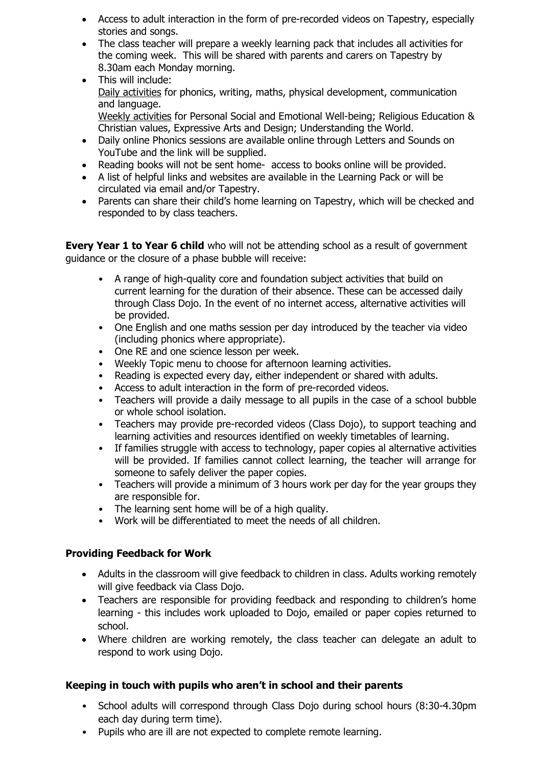- Access to adult interaction in the form of pre-recorded videos on Tapestry, especially stories and songs.
- The class teacher will prepare a weekly learning pack that includes all activities for the coming week. This will be shared with parents and carers on Tapestry by 8.30am each Monday morning.
- This will include:
  Daily activities for phonics, writing, maths, physical development, communication and language.
  Weekly activities for Personal Social and Emotional Well-being; Religious Education & Christian values, Expressive Arts and Design; Understanding the World.
- Daily online Phonics sessions are available online through Letters and Sounds on YouTube and the link will be supplied.
- Reading books will not be sent home- access to books online will be provided.
- A list of helpful links and websites are available in the Learning Pack or will be circulated via email and/or Tapestry.
- Parents can share their child's home learning on Tapestry, which will be checked and responded to by class teachers.

**Every Year 1 to Year 6 child** who will not be attending school as a result of government guidance or the closure of a phase bubble will receive:

- A range of high-quality core and foundation subject activities that build on current learning for the duration of their absence. These can be accessed daily through Class Dojo. In the event of no internet access, alternative activities will be provided.
- One English and one maths session per day introduced by the teacher via video (including phonics where appropriate).
- One RE and one science lesson per week.
- Weekly Topic menu to choose for afternoon learning activities.
- Reading is expected every day, either independent or shared with adults.
- Access to adult interaction in the form of pre-recorded videos.
- Teachers will provide a daily message to all pupils in the case of a school bubble or whole school isolation.
- Teachers may provide pre-recorded videos (Class Dojo), to support teaching and learning activities and resources identified on weekly timetables of learning.
- If families struggle with access to technology, paper copies al alternative activities will be provided. If families cannot collect learning, the teacher will arrange for someone to safely deliver the paper copies.
- Teachers will provide a minimum of 3 hours work per day for the year groups they are responsible for.
- The learning sent home will be of a high quality.
- Work will be differentiated to meet the needs of all children.

### Providing Feedback for Work

- Adults in the classroom will give feedback to children in class. Adults working remotely will give feedback via Class Dojo.
- Teachers are responsible for providing feedback and responding to children's home learning - this includes work uploaded to Dojo, emailed or paper copies returned to school.
- Where children are working remotely, the class teacher can delegate an adult to respond to work using Dojo.

### Keeping in touch with pupils who aren't in school and their parents

- School adults will correspond through Class Dojo during school hours (8:30-4.30pm each day during term time).
- Pupils who are ill are not expected to complete remote learning.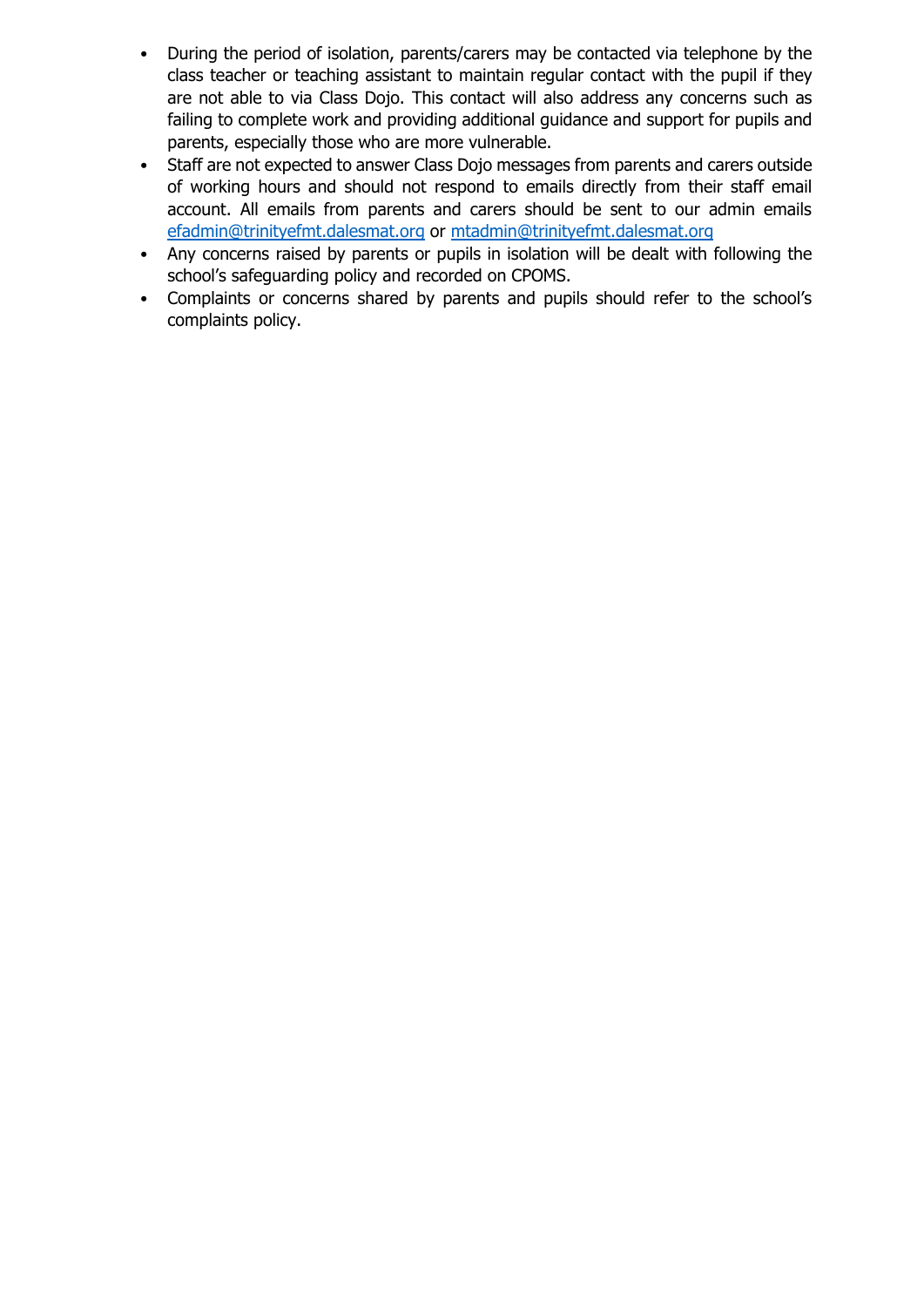- During the period of isolation, parents/carers may be contacted via telephone by the class teacher or teaching assistant to maintain regular contact with the pupil if they are not able to via Class Dojo. This contact will also address any concerns such as failing to complete work and providing additional guidance and support for pupils and parents, especially those who are more vulnerable.
- Staff are not expected to answer Class Dojo messages from parents and carers outside of working hours and should not respond to emails directly from their staff email account. All emails from parents and carers should be sent to our admin emails efadmin@trinityefmt.dalesmat.org or mtadmin@trinityefmt.dalesmat.org
- Any concerns raised by parents or pupils in isolation will be dealt with following the school's safeguarding policy and recorded on CPOMS.
- Complaints or concerns shared by parents and pupils should refer to the school's complaints policy.